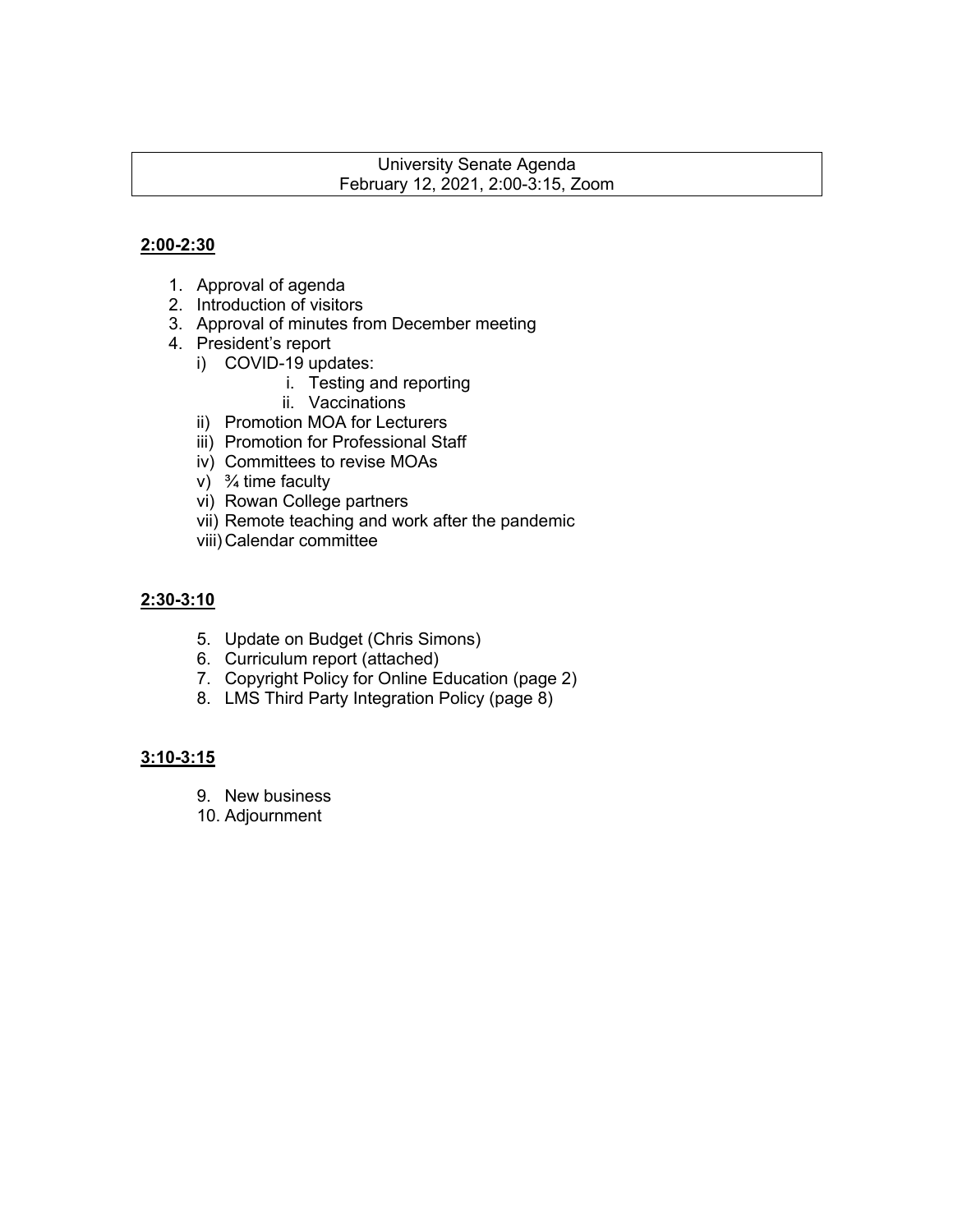# University Senate Agenda
## February 12, 2021, 2:00-3:15, Zoom

**2:00-2:30**

1. Approval of agenda
2. Introduction of visitors
3. Approval of minutes from December meeting
4. President's report
   i) COVID-19 updates:
      i. Testing and reporting
      ii. Vaccinations
   ii) Promotion MOA for Lecturers
   iii) Promotion for Professional Staff
   iv) Committees to revise MOAs
   v) ¾ time faculty
   vi) Rowan College partners
   vii) Remote teaching and work after the pandemic
   viii) Calendar committee

**2:30-3:10**

5. Update on Budget (Chris Simons)
6. Curriculum report (attached)
7. Copyright Policy for Online Education (page 2)
8. LMS Third Party Integration Policy (page 8)

**3:10-3:15**

9. New business
10. Adjournment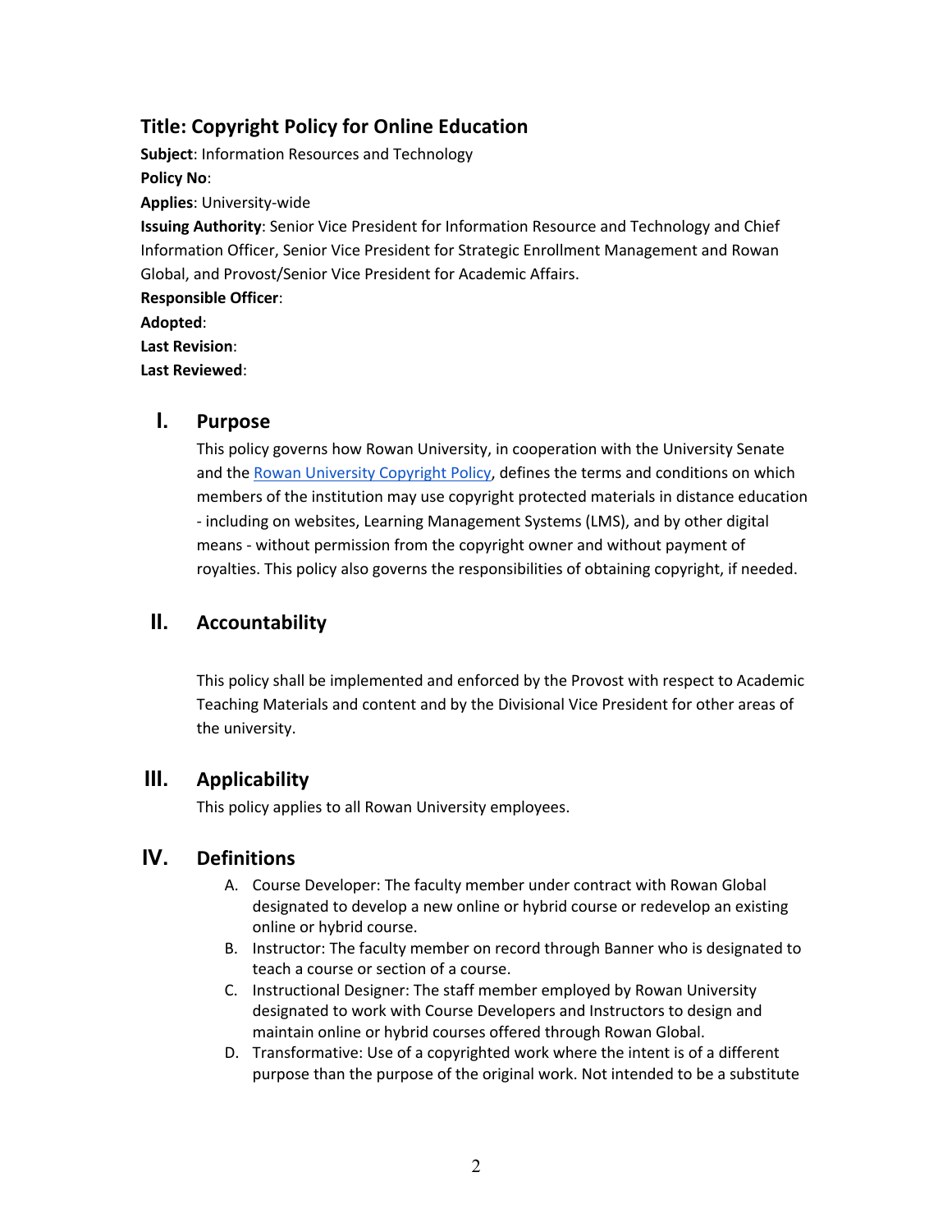## Title: Copyright Policy for Online Education

**Subject**: Information Resources and Technology

**Policy No**:

**Applies**: University-wide

**Issuing Authority**: Senior Vice President for Information Resource and Technology and Chief Information Officer, Senior Vice President for Strategic Enrollment Management and Rowan Global, and Provost/Senior Vice President for Academic Affairs.

**Responsible Officer**:

**Adopted**:

**Last Revision**:

**Last Reviewed**:

### I. Purpose

This policy governs how Rowan University, in cooperation with the University Senate and the [Rowan University Copyright Policy](), defines the terms and conditions on which members of the institution may use copyright protected materials in distance education - including on websites, Learning Management Systems (LMS), and by other digital means - without permission from the copyright owner and without payment of royalties. This policy also governs the responsibilities of obtaining copyright, if needed.

### II. Accountability

This policy shall be implemented and enforced by the Provost with respect to Academic Teaching Materials and content and by the Divisional Vice President for other areas of the university.

### III. Applicability

This policy applies to all Rowan University employees.

### IV. Definitions

A. Course Developer: The faculty member under contract with Rowan Global designated to develop a new online or hybrid course or redevelop an existing online or hybrid course.
B. Instructor: The faculty member on record through Banner who is designated to teach a course or section of a course.
C. Instructional Designer: The staff member employed by Rowan University designated to work with Course Developers and Instructors to design and maintain online or hybrid courses offered through Rowan Global.
D. Transformative: Use of a copyrighted work where the intent is of a different purpose than the purpose of the original work. Not intended to be a substitute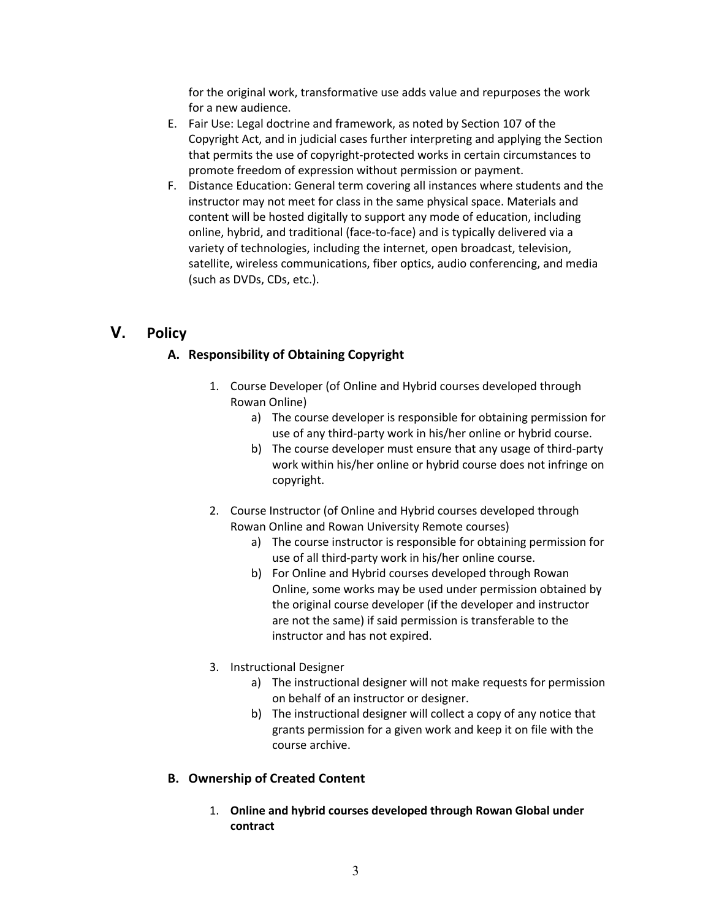for the original work, transformative use adds value and repurposes the work for a new audience.

E. Fair Use: Legal doctrine and framework, as noted by Section 107 of the Copyright Act, and in judicial cases further interpreting and applying the Section that permits the use of copyright-protected works in certain circumstances to promote freedom of expression without permission or payment.

F. Distance Education: General term covering all instances where students and the instructor may not meet for class in the same physical space. Materials and content will be hosted digitally to support any mode of education, including online, hybrid, and traditional (face-to-face) and is typically delivered via a variety of technologies, including the internet, open broadcast, television, satellite, wireless communications, fiber optics, audio conferencing, and media (such as DVDs, CDs, etc.).

## V. Policy

### A. Responsibility of Obtaining Copyright

1. Course Developer (of Online and Hybrid courses developed through Rowan Online)
   a) The course developer is responsible for obtaining permission for use of any third-party work in his/her online or hybrid course.
   b) The course developer must ensure that any usage of third-party work within his/her online or hybrid course does not infringe on copyright.

2. Course Instructor (of Online and Hybrid courses developed through Rowan Online and Rowan University Remote courses)
   a) The course instructor is responsible for obtaining permission for use of all third-party work in his/her online course.
   b) For Online and Hybrid courses developed through Rowan Online, some works may be used under permission obtained by the original course developer (if the developer and instructor are not the same) if said permission is transferable to the instructor and has not expired.

3. Instructional Designer
   a) The instructional designer will not make requests for permission on behalf of an instructor or designer.
   b) The instructional designer will collect a copy of any notice that grants permission for a given work and keep it on file with the course archive.

### B. Ownership of Created Content

1. **Online and hybrid courses developed through Rowan Global under contract**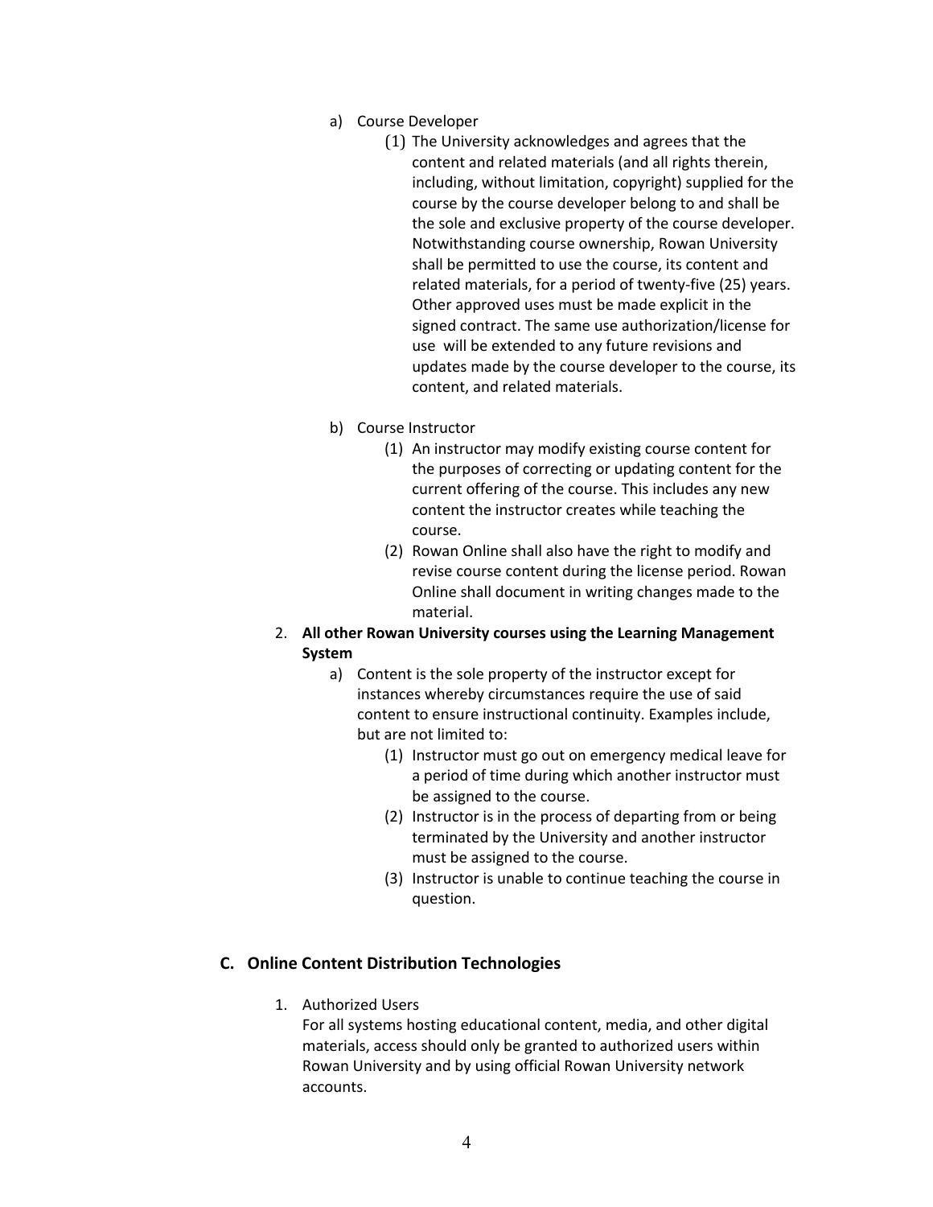a) Course Developer
    1. The University acknowledges and agrees that the content and related materials (and all rights therein, including, without limitation, copyright) supplied for the course by the course developer belong to and shall be the sole and exclusive property of the course developer. Notwithstanding course ownership, Rowan University shall be permitted to use the course, its content and related materials, for a period of twenty-five (25) years. Other approved uses must be made explicit in the signed contract. The same use authorization/license for use will be extended to any future revisions and updates made by the course developer to the course, its content, and related materials.

b) Course Instructor
    1. An instructor may modify existing course content for the purposes of correcting or updating content for the current offering of the course. This includes any new content the instructor creates while teaching the course.
    2. Rowan Online shall also have the right to modify and revise course content during the license period. Rowan Online shall document in writing changes made to the material.

2. **All other Rowan University courses using the Learning Management System**
    a) Content is the sole property of the instructor except for instances whereby circumstances require the use of said content to ensure instructional continuity. Examples include, but are not limited to:
        1. Instructor must go out on emergency medical leave for a period of time during which another instructor must be assigned to the course.
        2. Instructor is in the process of departing from or being terminated by the University and another instructor must be assigned to the course.
        3. Instructor is unable to continue teaching the course in question.

## C. Online Content Distribution Technologies

1. Authorized Users
   For all systems hosting educational content, media, and other digital materials, access should only be granted to authorized users within Rowan University and by using official Rowan University network accounts.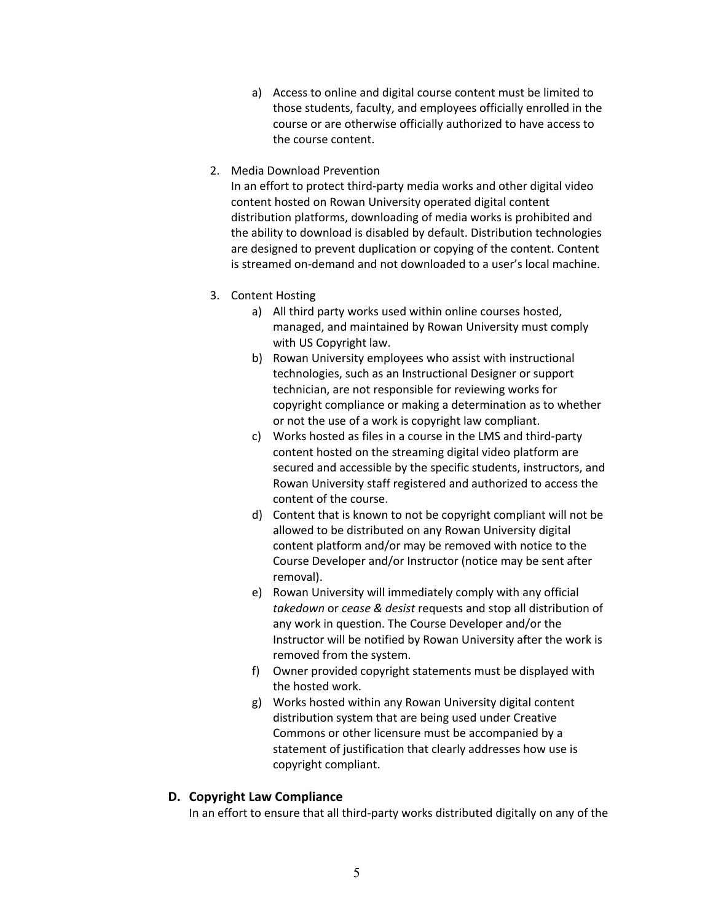a) Access to online and digital course content must be limited to those students, faculty, and employees officially enrolled in the course or are otherwise officially authorized to have access to the course content.

2. Media Download Prevention
   In an effort to protect third-party media works and other digital video content hosted on Rowan University operated digital content distribution platforms, downloading of media works is prohibited and the ability to download is disabled by default. Distribution technologies are designed to prevent duplication or copying of the content. Content is streamed on-demand and not downloaded to a user's local machine.

3. Content Hosting
   a) All third party works used within online courses hosted, managed, and maintained by Rowan University must comply with US Copyright law.
   b) Rowan University employees who assist with instructional technologies, such as an Instructional Designer or support technician, are not responsible for reviewing works for copyright compliance or making a determination as to whether or not the use of a work is copyright law compliant.
   c) Works hosted as files in a course in the LMS and third-party content hosted on the streaming digital video platform are secured and accessible by the specific students, instructors, and Rowan University staff registered and authorized to access the content of the course.
   d) Content that is known to not be copyright compliant will not be allowed to be distributed on any Rowan University digital content platform and/or may be removed with notice to the Course Developer and/or Instructor (notice may be sent after removal).
   e) Rowan University will immediately comply with any official *takedown* or *cease & desist* requests and stop all distribution of any work in question. The Course Developer and/or the Instructor will be notified by Rowan University after the work is removed from the system.
   f) Owner provided copyright statements must be displayed with the hosted work.
   g) Works hosted within any Rowan University digital content distribution system that are being used under Creative Commons or other licensure must be accompanied by a statement of justification that clearly addresses how use is copyright compliant.

### D. Copyright Law Compliance

In an effort to ensure that all third-party works distributed digitally on any of the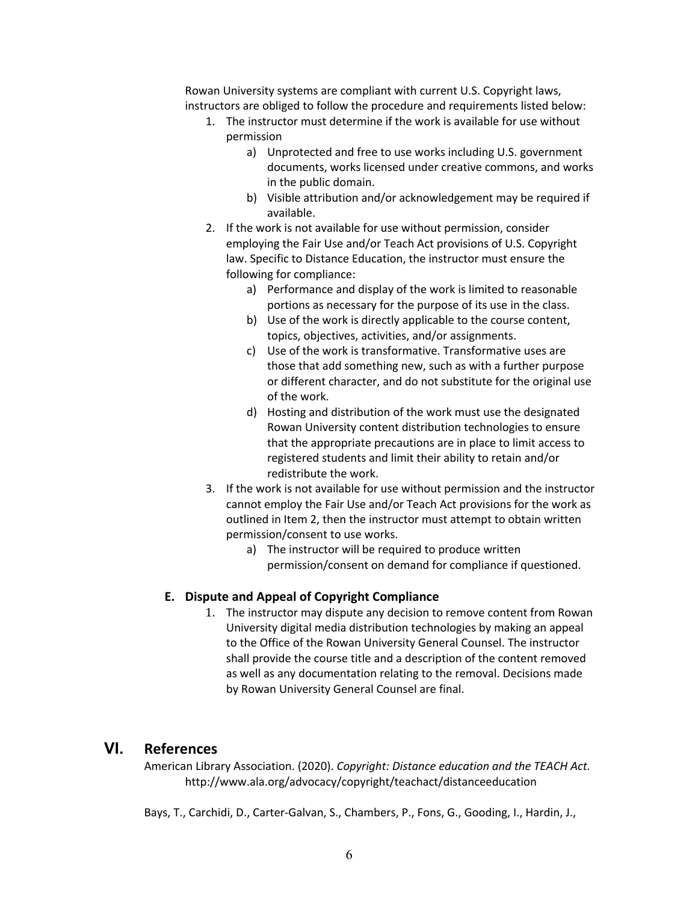Rowan University systems are compliant with current U.S. Copyright laws, instructors are obliged to follow the procedure and requirements listed below:

1. The instructor must determine if the work is available for use without permission
    a) Unprotected and free to use works including U.S. government documents, works licensed under creative commons, and works in the public domain.
    b) Visible attribution and/or acknowledgement may be required if available.
2. If the work is not available for use without permission, consider employing the Fair Use and/or Teach Act provisions of U.S. Copyright law. Specific to Distance Education, the instructor must ensure the following for compliance:
    a) Performance and display of the work is limited to reasonable portions as necessary for the purpose of its use in the class.
    b) Use of the work is directly applicable to the course content, topics, objectives, activities, and/or assignments.
    c) Use of the work is transformative. Transformative uses are those that add something new, such as with a further purpose or different character, and do not substitute for the original use of the work.
    d) Hosting and distribution of the work must use the designated Rowan University content distribution technologies to ensure that the appropriate precautions are in place to limit access to registered students and limit their ability to retain and/or redistribute the work.
3. If the work is not available for use without permission and the instructor cannot employ the Fair Use and/or Teach Act provisions for the work as outlined in Item 2, then the instructor must attempt to obtain written permission/consent to use works.
    a) The instructor will be required to produce written permission/consent on demand for compliance if questioned.

### E. Dispute and Appeal of Copyright Compliance

1. The instructor may dispute any decision to remove content from Rowan University digital media distribution technologies by making an appeal to the Office of the Rowan University General Counsel. The instructor shall provide the course title and a description of the content removed as well as any documentation relating to the removal. Decisions made by Rowan University General Counsel are final.

## VI. References

American Library Association. (2020). *Copyright: Distance education and the TEACH Act.* http://www.ala.org/advocacy/copyright/teachact/distanceeducation

Bays, T., Carchidi, D., Carter-Galvan, S., Chambers, P., Fons, G., Gooding, I., Hardin, J.,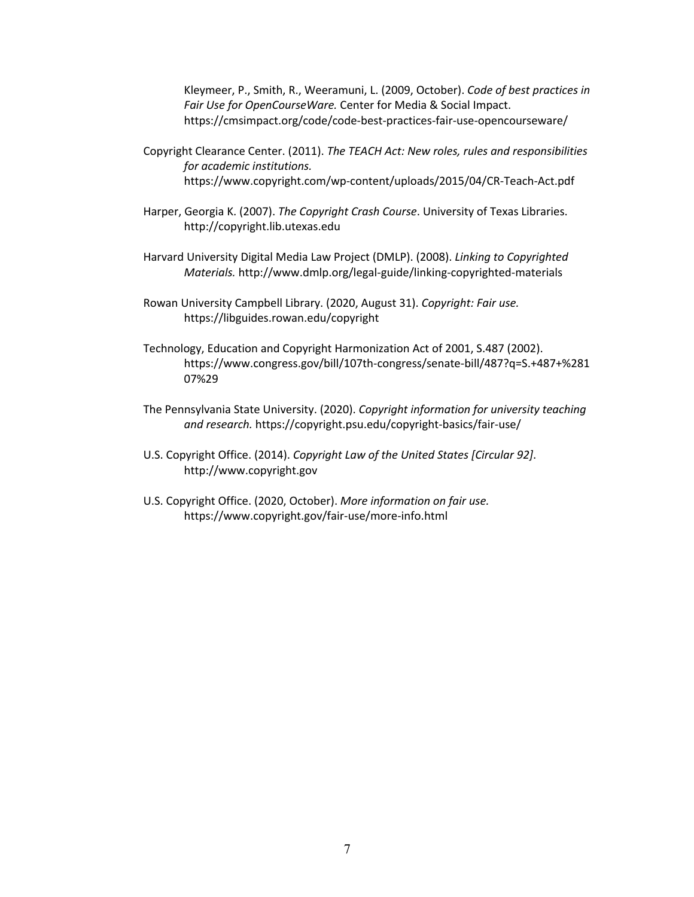Kleymeer, P., Smith, R., Weeramuni, L. (2009, October). *Code of best practices in Fair Use for OpenCourseWare.* Center for Media & Social Impact. https://cmsimpact.org/code/code-best-practices-fair-use-opencourseware/

Copyright Clearance Center. (2011). *The TEACH Act: New roles, rules and responsibilities for academic institutions.* https://www.copyright.com/wp-content/uploads/2015/04/CR-Teach-Act.pdf

Harper, Georgia K. (2007). *The Copyright Crash Course*. University of Texas Libraries. http://copyright.lib.utexas.edu

Harvard University Digital Media Law Project (DMLP). (2008). *Linking to Copyrighted Materials.* http://www.dmlp.org/legal-guide/linking-copyrighted-materials

Rowan University Campbell Library. (2020, August 31). *Copyright: Fair use.* https://libguides.rowan.edu/copyright

Technology, Education and Copyright Harmonization Act of 2001, S.487 (2002). https://www.congress.gov/bill/107th-congress/senate-bill/487?q=S.+487+%28107%29

The Pennsylvania State University. (2020). *Copyright information for university teaching and research.* https://copyright.psu.edu/copyright-basics/fair-use/

U.S. Copyright Office. (2014). *Copyright Law of the United States [Circular 92].* http://www.copyright.gov

U.S. Copyright Office. (2020, October). *More information on fair use.* https://www.copyright.gov/fair-use/more-info.html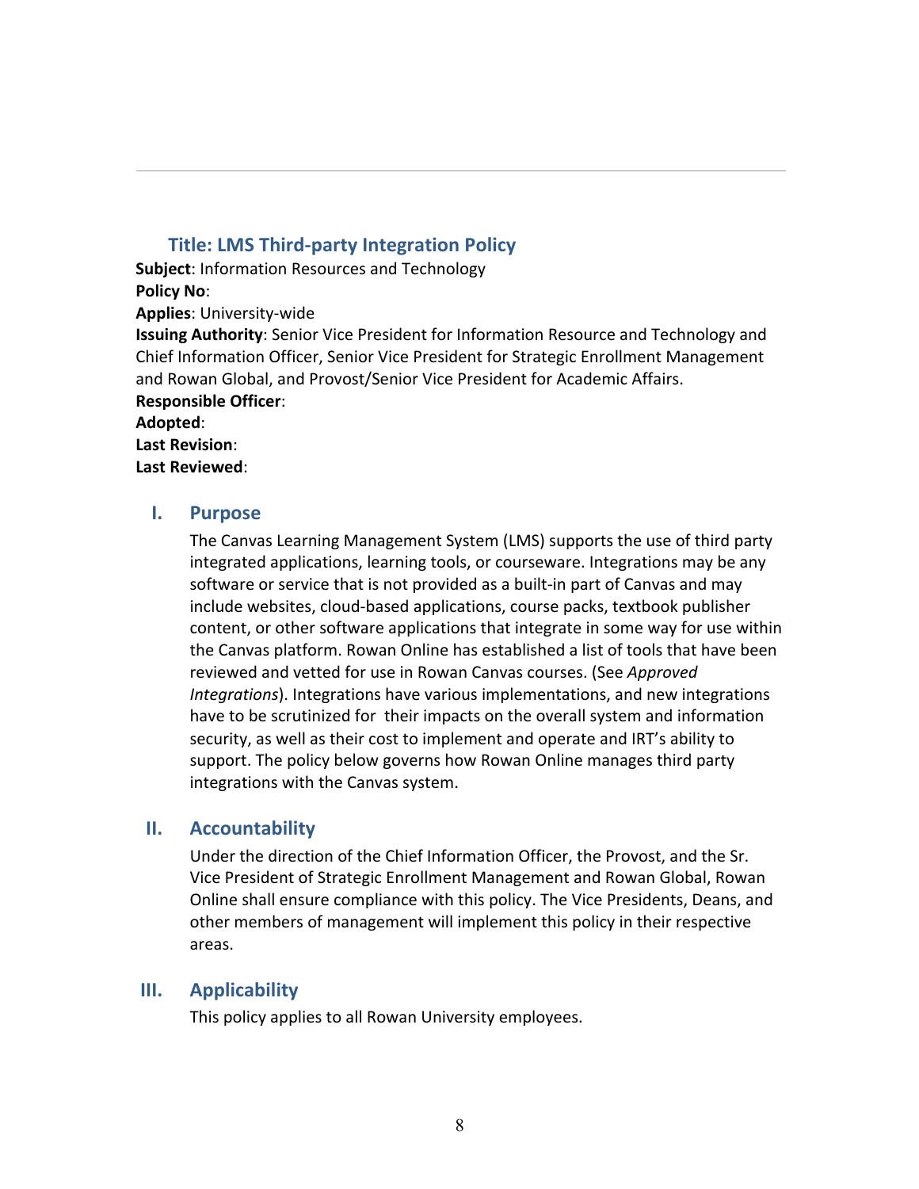## Title: LMS Third-party Integration Policy

**Subject**: Information Resources and Technology
**Policy No**:
**Applies**: University-wide
**Issuing Authority**: Senior Vice President for Information Resource and Technology and Chief Information Officer, Senior Vice President for Strategic Enrollment Management and Rowan Global, and Provost/Senior Vice President for Academic Affairs.
**Responsible Officer**:
**Adopted**:
**Last Revision**:
**Last Reviewed**:

### I. Purpose

The Canvas Learning Management System (LMS) supports the use of third party integrated applications, learning tools, or courseware. Integrations may be any software or service that is not provided as a built-in part of Canvas and may include websites, cloud-based applications, course packs, textbook publisher content, or other software applications that integrate in some way for use within the Canvas platform. Rowan Online has established a list of tools that have been reviewed and vetted for use in Rowan Canvas courses. (See *Approved Integrations*). Integrations have various implementations, and new integrations have to be scrutinized for their impacts on the overall system and information security, as well as their cost to implement and operate and IRT's ability to support. The policy below governs how Rowan Online manages third party integrations with the Canvas system.

### II. Accountability

Under the direction of the Chief Information Officer, the Provost, and the Sr. Vice President of Strategic Enrollment Management and Rowan Global, Rowan Online shall ensure compliance with this policy. The Vice Presidents, Deans, and other members of management will implement this policy in their respective areas.

### III. Applicability

This policy applies to all Rowan University employees.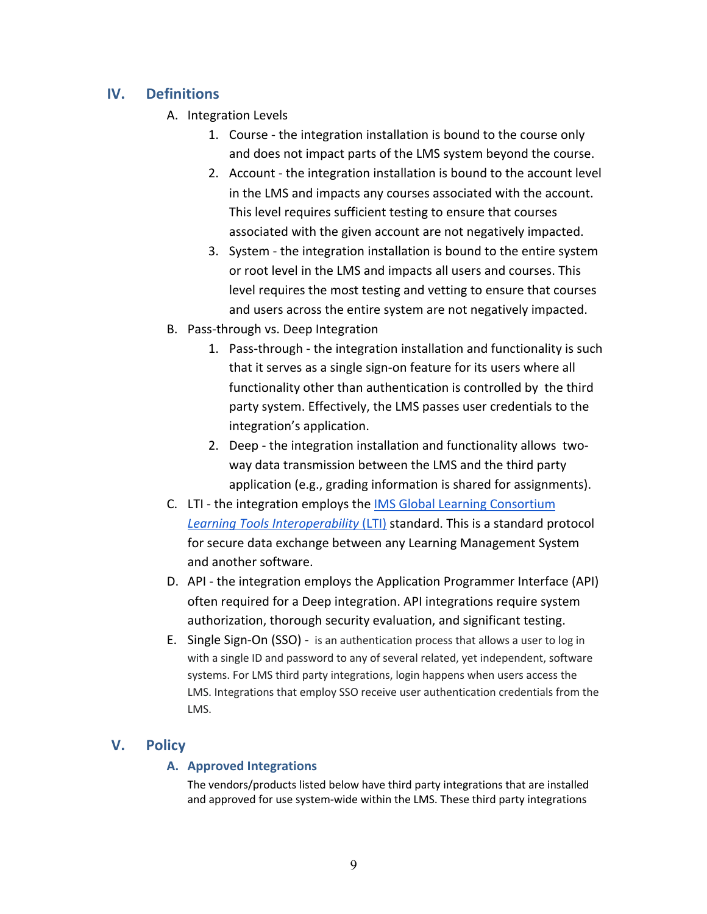## IV. Definitions

A. Integration Levels

1. Course - the integration installation is bound to the course only and does not impact parts of the LMS system beyond the course.
2. Account - the integration installation is bound to the account level in the LMS and impacts any courses associated with the account. This level requires sufficient testing to ensure that courses associated with the given account are not negatively impacted.
3. System - the integration installation is bound to the entire system or root level in the LMS and impacts all users and courses. This level requires the most testing and vetting to ensure that courses and users across the entire system are not negatively impacted.

B. Pass-through vs. Deep Integration

1. Pass-through - the integration installation and functionality is such that it serves as a single sign-on feature for its users where all functionality other than authentication is controlled by the third party system. Effectively, the LMS passes user credentials to the integration's application.
2. Deep - the integration installation and functionality allows two-way data transmission between the LMS and the third party application (e.g., grading information is shared for assignments).

C. LTI - the integration employs the IMS Global Learning Consortium *Learning Tools Interoperability* (LTI) standard. This is a standard protocol for secure data exchange between any Learning Management System and another software.

D. API - the integration employs the Application Programmer Interface (API) often required for a Deep integration. API integrations require system authorization, thorough security evaluation, and significant testing.

E. Single Sign-On (SSO) - is an authentication process that allows a user to log in with a single ID and password to any of several related, yet independent, software systems. For LMS third party integrations, login happens when users access the LMS. Integrations that employ SSO receive user authentication credentials from the LMS.

## V. Policy

### A. Approved Integrations

The vendors/products listed below have third party integrations that are installed and approved for use system-wide within the LMS. These third party integrations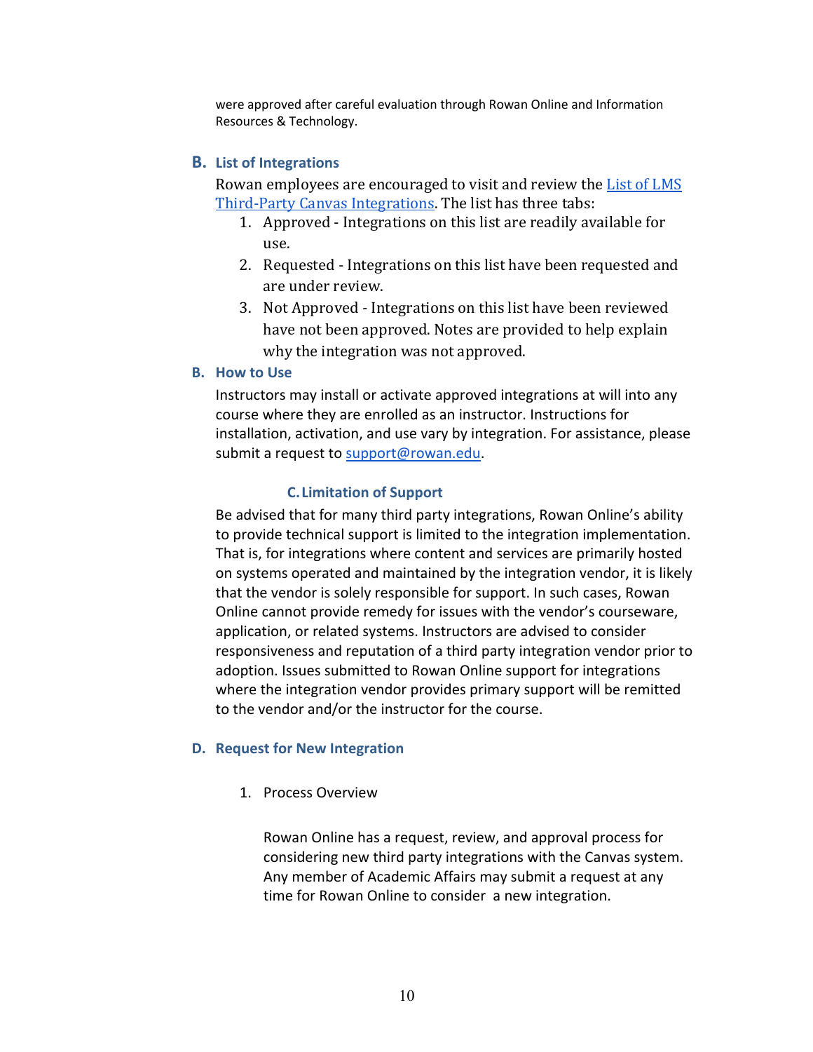were approved after careful evaluation through Rowan Online and Information Resources & Technology.

### B. List of Integrations

Rowan employees are encouraged to visit and review the [List of LMS Third-Party Canvas Integrations](). The list has three tabs:

1. Approved - Integrations on this list are readily available for use.
2. Requested - Integrations on this list have been requested and are under review.
3. Not Approved - Integrations on this list have been reviewed have not been approved. Notes are provided to help explain why the integration was not approved.

### B. How to Use

Instructors may install or activate approved integrations at will into any course where they are enrolled as an instructor. Instructions for installation, activation, and use vary by integration. For assistance, please submit a request to [support@rowan.edu](mailto:support@rowan.edu).

### C. Limitation of Support

Be advised that for many third party integrations, Rowan Online's ability to provide technical support is limited to the integration implementation. That is, for integrations where content and services are primarily hosted on systems operated and maintained by the integration vendor, it is likely that the vendor is solely responsible for support. In such cases, Rowan Online cannot provide remedy for issues with the vendor's courseware, application, or related systems. Instructors are advised to consider responsiveness and reputation of a third party integration vendor prior to adoption. Issues submitted to Rowan Online support for integrations where the integration vendor provides primary support will be remitted to the vendor and/or the instructor for the course.

### D. Request for New Integration

1. Process Overview

   Rowan Online has a request, review, and approval process for considering new third party integrations with the Canvas system. Any member of Academic Affairs may submit a request at any time for Rowan Online to consider a new integration.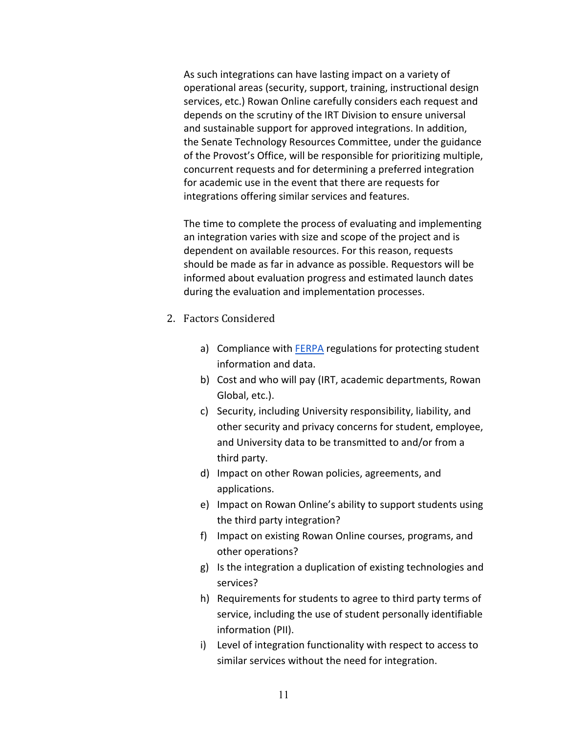As such integrations can have lasting impact on a variety of operational areas (security, support, training, instructional design services, etc.) Rowan Online carefully considers each request and depends on the scrutiny of the IRT Division to ensure universal and sustainable support for approved integrations. In addition, the Senate Technology Resources Committee, under the guidance of the Provost's Office, will be responsible for prioritizing multiple, concurrent requests and for determining a preferred integration for academic use in the event that there are requests for integrations offering similar services and features.

The time to complete the process of evaluating and implementing an integration varies with size and scope of the project and is dependent on available resources. For this reason, requests should be made as far in advance as possible. Requestors will be informed about evaluation progress and estimated launch dates during the evaluation and implementation processes.

2. Factors Considered

   a) Compliance with [FERPA](FERPA) regulations for protecting student information and data.
   b) Cost and who will pay (IRT, academic departments, Rowan Global, etc.).
   c) Security, including University responsibility, liability, and other security and privacy concerns for student, employee, and University data to be transmitted to and/or from a third party.
   d) Impact on other Rowan policies, agreements, and applications.
   e) Impact on Rowan Online's ability to support students using the third party integration?
   f) Impact on existing Rowan Online courses, programs, and other operations?
   g) Is the integration a duplication of existing technologies and services?
   h) Requirements for students to agree to third party terms of service, including the use of student personally identifiable information (PII).
   i) Level of integration functionality with respect to access to similar services without the need for integration.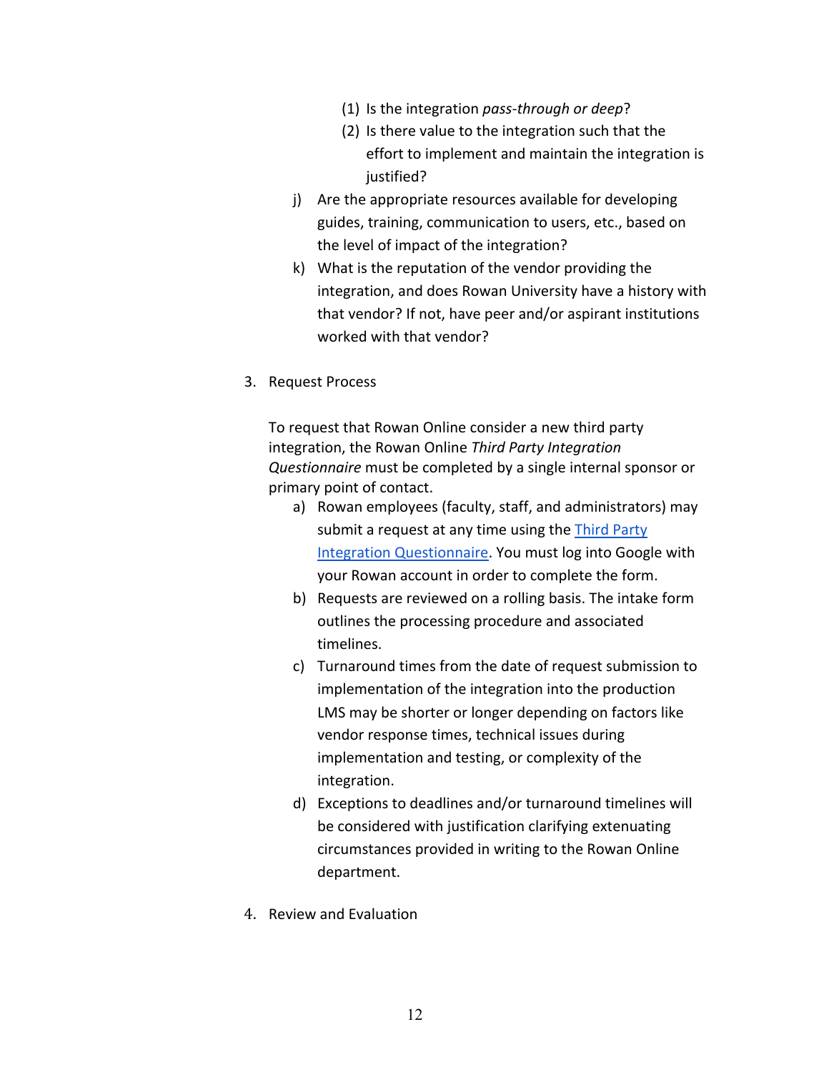(1) Is the integration *pass-through or deep*?
  (2) Is there value to the integration such that the effort to implement and maintain the integration is justified?

j) Are the appropriate resources available for developing guides, training, communication to users, etc., based on the level of impact of the integration?

k) What is the reputation of the vendor providing the integration, and does Rowan University have a history with that vendor? If not, have peer and/or aspirant institutions worked with that vendor?

3. Request Process

   To request that Rowan Online consider a new third party integration, the Rowan Online *Third Party Integration Questionnaire* must be completed by a single internal sponsor or primary point of contact.

   a) Rowan employees (faculty, staff, and administrators) may submit a request at any time using the Third Party Integration Questionnaire. You must log into Google with your Rowan account in order to complete the form.
   b) Requests are reviewed on a rolling basis. The intake form outlines the processing procedure and associated timelines.
   c) Turnaround times from the date of request submission to implementation of the integration into the production LMS may be shorter or longer depending on factors like vendor response times, technical issues during implementation and testing, or complexity of the integration.
   d) Exceptions to deadlines and/or turnaround timelines will be considered with justification clarifying extenuating circumstances provided in writing to the Rowan Online department.

4. Review and Evaluation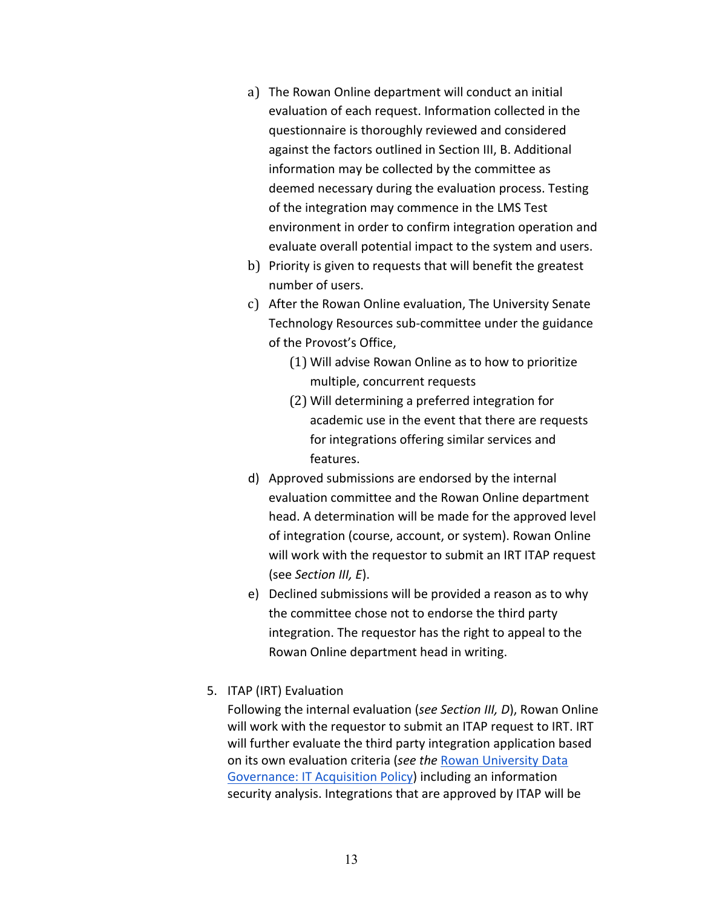a) The Rowan Online department will conduct an initial evaluation of each request. Information collected in the questionnaire is thoroughly reviewed and considered against the factors outlined in Section III, B. Additional information may be collected by the committee as deemed necessary during the evaluation process. Testing of the integration may commence in the LMS Test environment in order to confirm integration operation and evaluate overall potential impact to the system and users.

b) Priority is given to requests that will benefit the greatest number of users.

c) After the Rowan Online evaluation, The University Senate Technology Resources sub-committee under the guidance of the Provost's Office,

   (1) Will advise Rowan Online as to how to prioritize multiple, concurrent requests

   (2) Will determining a preferred integration for academic use in the event that there are requests for integrations offering similar services and features.

d) Approved submissions are endorsed by the internal evaluation committee and the Rowan Online department head. A determination will be made for the approved level of integration (course, account, or system). Rowan Online will work with the requestor to submit an IRT ITAP request (see *Section III, E*).

e) Declined submissions will be provided a reason as to why the committee chose not to endorse the third party integration. The requestor has the right to appeal to the Rowan Online department head in writing.

5. ITAP (IRT) Evaluation

   Following the internal evaluation (*see Section III, D*), Rowan Online will work with the requestor to submit an ITAP request to IRT. IRT will further evaluate the third party integration application based on its own evaluation criteria (*see the* [Rowan University Data Governance: IT Acquisition Policy]) including an information security analysis. Integrations that are approved by ITAP will be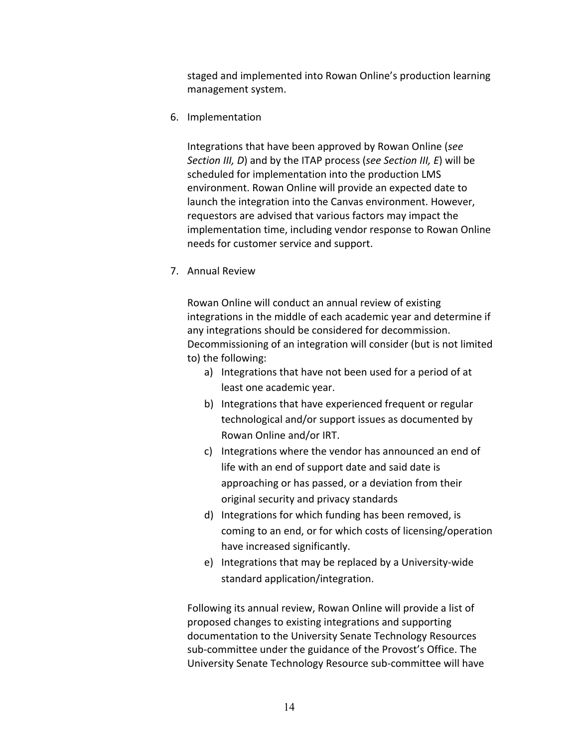staged and implemented into Rowan Online's production learning management system.

6. Implementation

   Integrations that have been approved by Rowan Online (*see Section III, D*) and by the ITAP process (*see Section III, E*) will be scheduled for implementation into the production LMS environment. Rowan Online will provide an expected date to launch the integration into the Canvas environment. However, requestors are advised that various factors may impact the implementation time, including vendor response to Rowan Online needs for customer service and support.

7. Annual Review

   Rowan Online will conduct an annual review of existing integrations in the middle of each academic year and determine if any integrations should be considered for decommission. Decommissioning of an integration will consider (but is not limited to) the following:

   a) Integrations that have not been used for a period of at least one academic year.
   b) Integrations that have experienced frequent or regular technological and/or support issues as documented by Rowan Online and/or IRT.
   c) Integrations where the vendor has announced an end of life with an end of support date and said date is approaching or has passed, or a deviation from their original security and privacy standards
   d) Integrations for which funding has been removed, is coming to an end, or for which costs of licensing/operation have increased significantly.
   e) Integrations that may be replaced by a University-wide standard application/integration.

   Following its annual review, Rowan Online will provide a list of proposed changes to existing integrations and supporting documentation to the University Senate Technology Resources sub-committee under the guidance of the Provost's Office. The University Senate Technology Resource sub-committee will have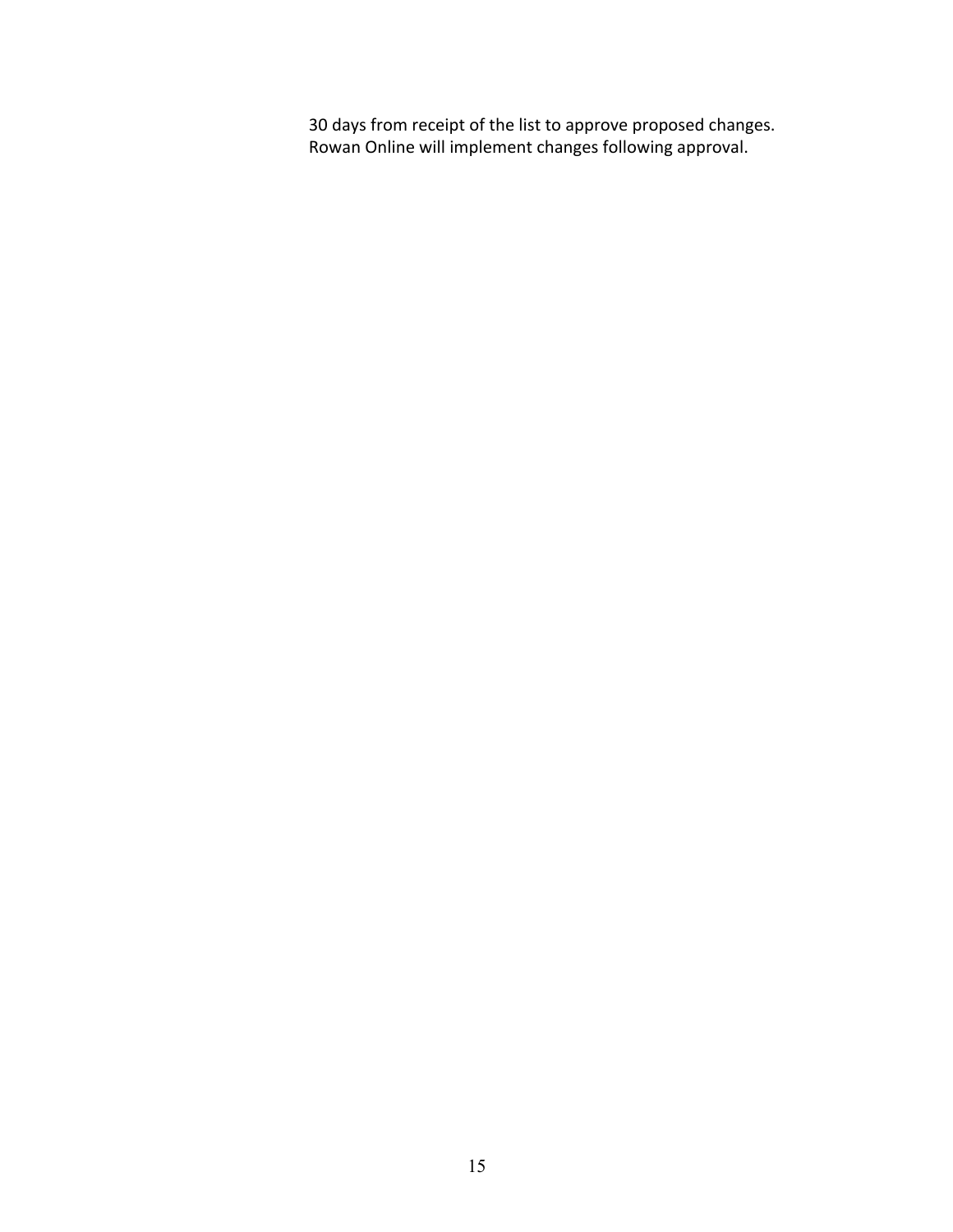30 days from receipt of the list to approve proposed changes. Rowan Online will implement changes following approval.